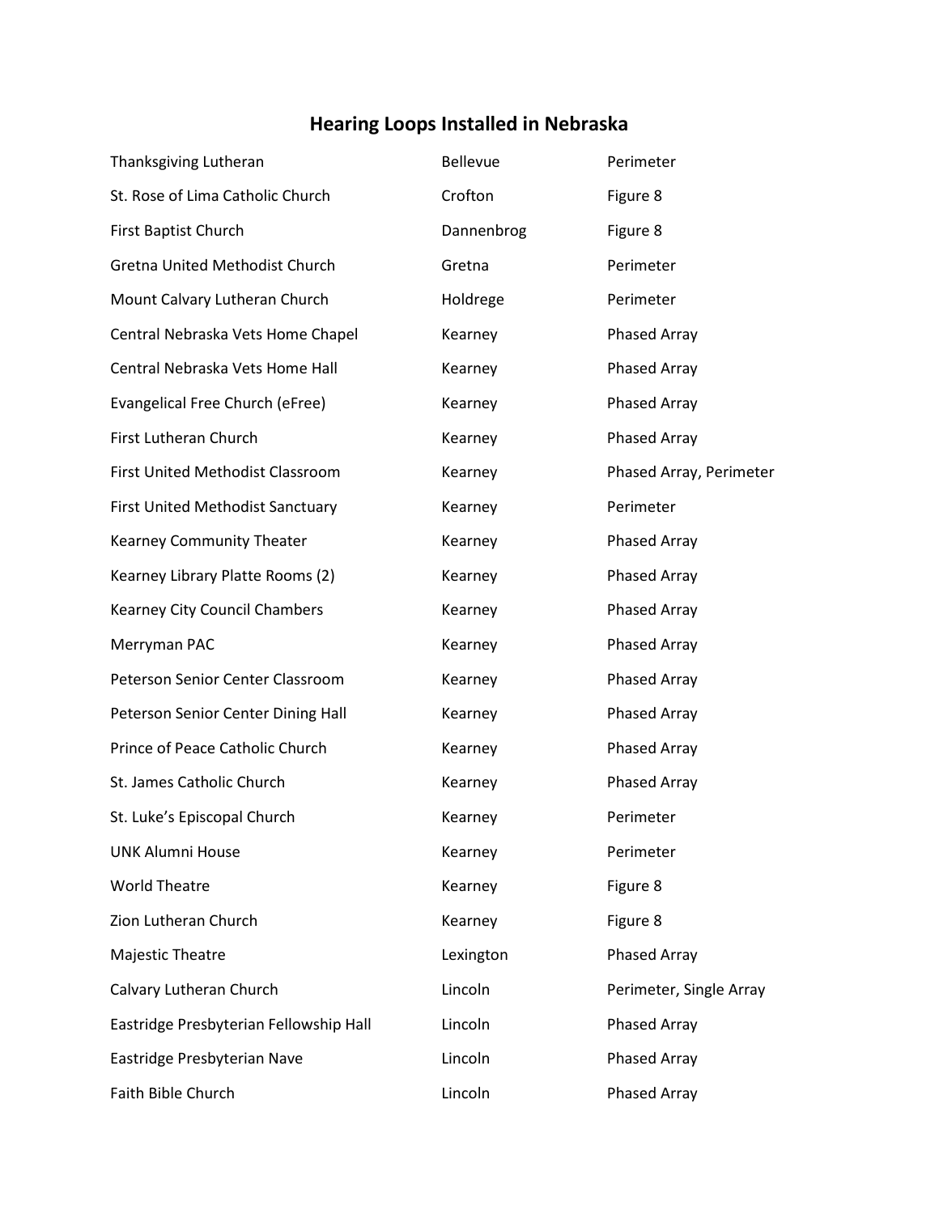# Hearing Loops Installed in Nebraska

| | | |
|---|---|---|
| Thanksgiving Lutheran | Bellevue | Perimeter |
| St. Rose of Lima Catholic Church | Crofton | Figure 8 |
| First Baptist Church | Dannenbrog | Figure 8 |
| Gretna United Methodist Church | Gretna | Perimeter |
| Mount Calvary Lutheran Church | Holdrege | Perimeter |
| Central Nebraska Vets Home Chapel | Kearney | Phased Array |
| Central Nebraska Vets Home Hall | Kearney | Phased Array |
| Evangelical Free Church (eFree) | Kearney | Phased Array |
| First Lutheran Church | Kearney | Phased Array |
| First United Methodist Classroom | Kearney | Phased Array, Perimeter |
| First United Methodist Sanctuary | Kearney | Perimeter |
| Kearney Community Theater | Kearney | Phased Array |
| Kearney Library Platte Rooms (2) | Kearney | Phased Array |
| Kearney City Council Chambers | Kearney | Phased Array |
| Merryman PAC | Kearney | Phased Array |
| Peterson Senior Center Classroom | Kearney | Phased Array |
| Peterson Senior Center Dining Hall | Kearney | Phased Array |
| Prince of Peace Catholic Church | Kearney | Phased Array |
| St. James Catholic Church | Kearney | Phased Array |
| St. Luke's Episcopal Church | Kearney | Perimeter |
| UNK Alumni House | Kearney | Perimeter |
| World Theatre | Kearney | Figure 8 |
| Zion Lutheran Church | Kearney | Figure 8 |
| Majestic Theatre | Lexington | Phased Array |
| Calvary Lutheran Church | Lincoln | Perimeter, Single Array |
| Eastridge Presbyterian Fellowship Hall | Lincoln | Phased Array |
| Eastridge Presbyterian Nave | Lincoln | Phased Array |
| Faith Bible Church | Lincoln | Phased Array |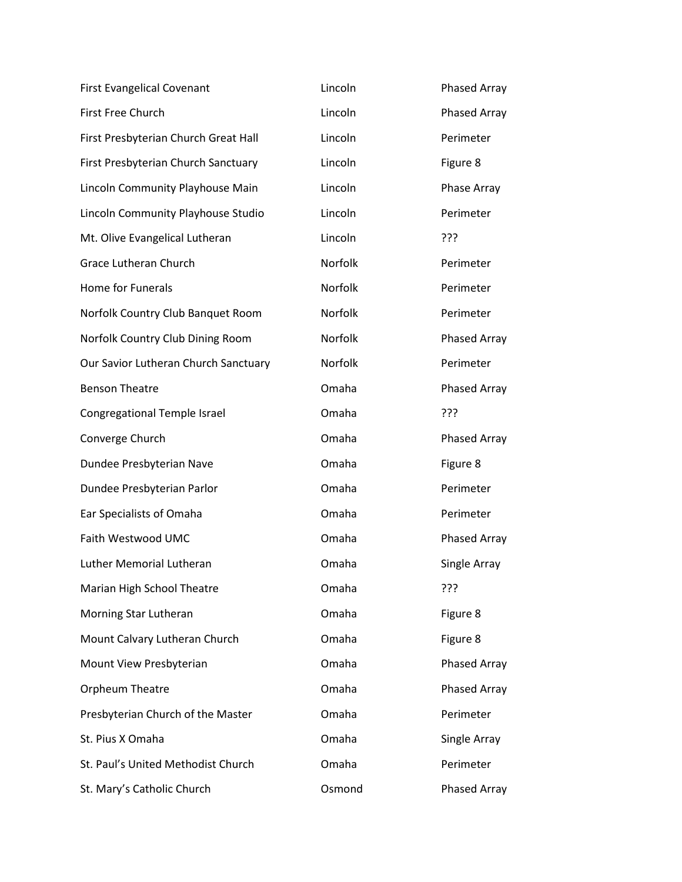| | | |
|---|---|---|
| First Evangelical Covenant | Lincoln | Phased Array |
| First Free Church | Lincoln | Phased Array |
| First Presbyterian Church Great Hall | Lincoln | Perimeter |
| First Presbyterian Church Sanctuary | Lincoln | Figure 8 |
| Lincoln Community Playhouse Main | Lincoln | Phase Array |
| Lincoln Community Playhouse Studio | Lincoln | Perimeter |
| Mt. Olive Evangelical Lutheran | Lincoln | ??? |
| Grace Lutheran Church | Norfolk | Perimeter |
| Home for Funerals | Norfolk | Perimeter |
| Norfolk Country Club Banquet Room | Norfolk | Perimeter |
| Norfolk Country Club Dining Room | Norfolk | Phased Array |
| Our Savior Lutheran Church Sanctuary | Norfolk | Perimeter |
| Benson Theatre | Omaha | Phased Array |
| Congregational Temple Israel | Omaha | ??? |
| Converge Church | Omaha | Phased Array |
| Dundee Presbyterian Nave | Omaha | Figure 8 |
| Dundee Presbyterian Parlor | Omaha | Perimeter |
| Ear Specialists of Omaha | Omaha | Perimeter |
| Faith Westwood UMC | Omaha | Phased Array |
| Luther Memorial Lutheran | Omaha | Single Array |
| Marian High School Theatre | Omaha | ??? |
| Morning Star Lutheran | Omaha | Figure 8 |
| Mount Calvary Lutheran Church | Omaha | Figure 8 |
| Mount View Presbyterian | Omaha | Phased Array |
| Orpheum Theatre | Omaha | Phased Array |
| Presbyterian Church of the Master | Omaha | Perimeter |
| St. Pius X Omaha | Omaha | Single Array |
| St. Paul's United Methodist Church | Omaha | Perimeter |
| St. Mary's Catholic Church | Osmond | Phased Array |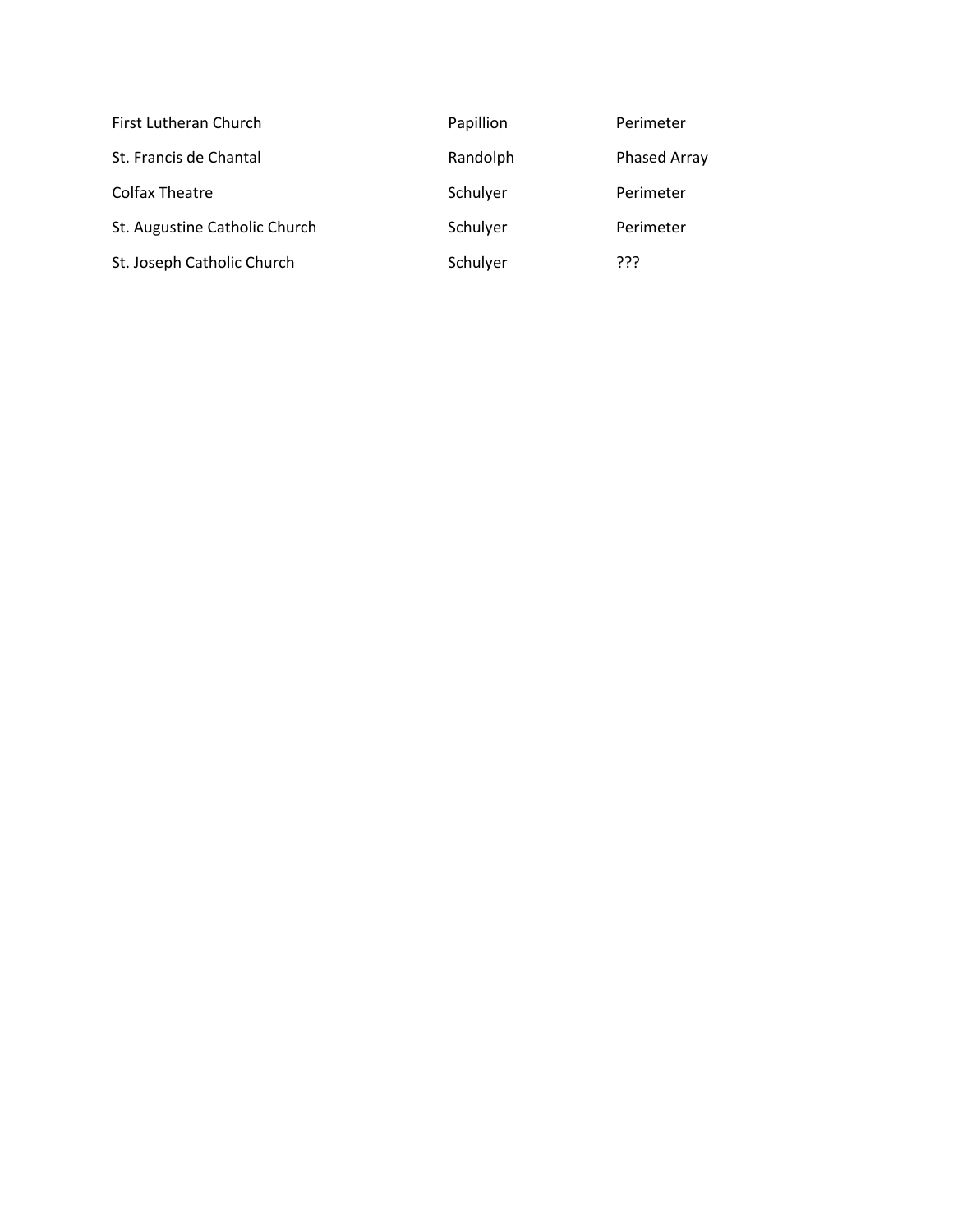| | | |
|---|---|---|
| First Lutheran Church | Papillion | Perimeter |
| St. Francis de Chantal | Randolph | Phased Array |
| Colfax Theatre | Schulyer | Perimeter |
| St. Augustine Catholic Church | Schulyer | Perimeter |
| St. Joseph Catholic Church | Schulyer | ??? |